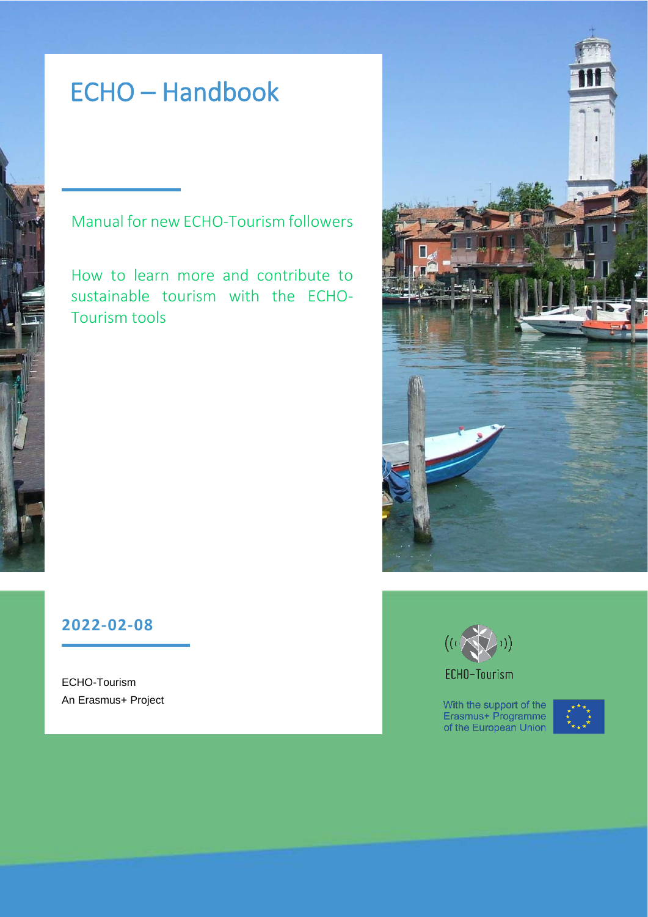# ECHO – Handbook

Manual for new ECHO-Tourism followers

How to learn more and contribute to sustainable tourism with the ECHO-Tourism tools

**2022-02-08**

ECHO-Tourism
An Erasmus+ Project

ECHO-Tourism

With the support of the Erasmus+ Programme of the European Union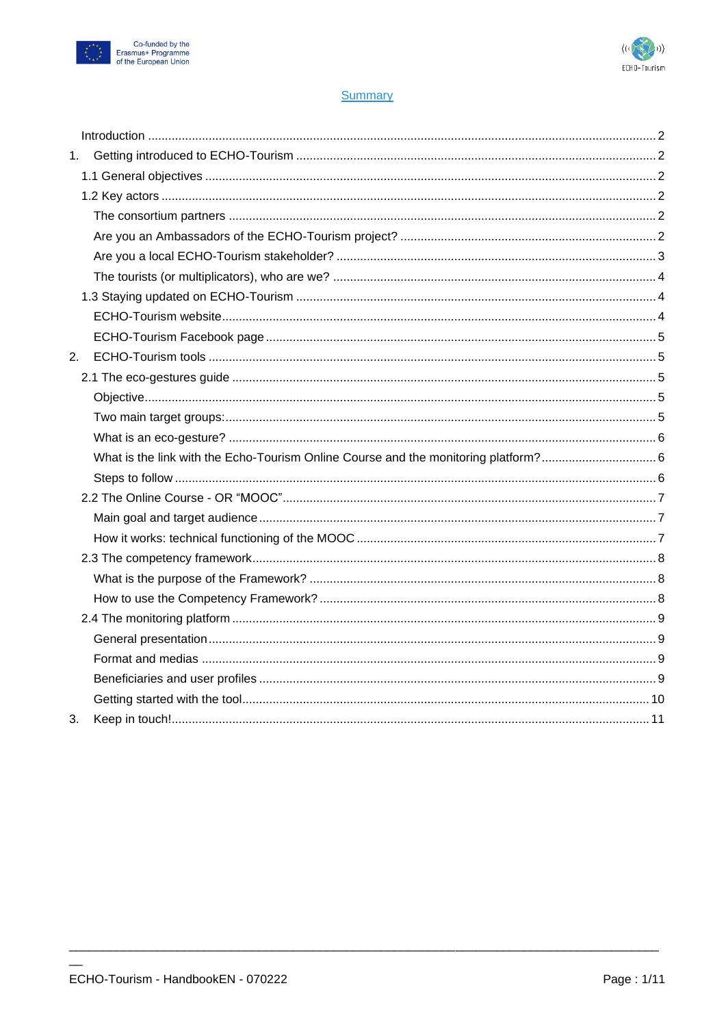## Summary

- Introduction ..... 2
- 1. Getting introduced to ECHO-Tourism ..... 2
  - 1.1 General objectives ..... 2
  - 1.2 Key actors ..... 2
    - The consortium partners ..... 2
    - Are you an Ambassadors of the ECHO-Tourism project? ..... 2
    - Are you a local ECHO-Tourism stakeholder? ..... 3
    - The tourists (or multiplicators), who are we? ..... 4
  - 1.3 Staying updated on ECHO-Tourism ..... 4
    - ECHO-Tourism website ..... 4
    - ECHO-Tourism Facebook page ..... 5
- 2. ECHO-Tourism tools ..... 5
  - 2.1 The eco-gestures guide ..... 5
    - Objective ..... 5
    - Two main target groups: ..... 5
    - What is an eco-gesture? ..... 6
    - What is the link with the Echo-Tourism Online Course and the monitoring platform? ..... 6
    - Steps to follow ..... 6
  - 2.2 The Online Course - OR “MOOC” ..... 7
    - Main goal and target audience ..... 7
    - How it works: technical functioning of the MOOC ..... 7
  - 2.3 The competency framework ..... 8
    - What is the purpose of the Framework? ..... 8
    - How to use the Competency Framework? ..... 8
  - 2.4 The monitoring platform ..... 9
    - General presentation ..... 9
    - Format and medias ..... 9
    - Beneficiaries and user profiles ..... 9
    - Getting started with the tool ..... 10
- 3. Keep in touch! ..... 11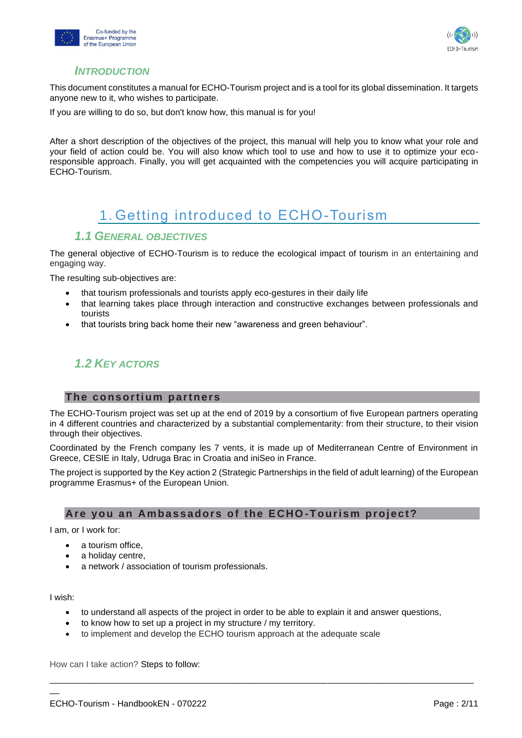## *Introduction*

This document constitutes a manual for ECHO-Tourism project and is a tool for its global dissemination. It targets anyone new to it, who wishes to participate.

If you are willing to do so, but don't know how, this manual is for you!

After a short description of the objectives of the project, this manual will help you to know what your role and your field of action could be. You will also know which tool to use and how to use it to optimize your eco-responsible approach. Finally, you will get acquainted with the competencies you will acquire participating in ECHO-Tourism.

# 1. Getting introduced to ECHO-Tourism

## *1.1 General objectives*

The general objective of ECHO-Tourism is to reduce the ecological impact of tourism in an entertaining and engaging way.

The resulting sub-objectives are:

- that tourism professionals and tourists apply eco-gestures in their daily life
- that learning takes place through interaction and constructive exchanges between professionals and tourists
- that tourists bring back home their new "awareness and green behaviour".

## *1.2 Key actors*

### The consortium partners

The ECHO-Tourism project was set up at the end of 2019 by a consortium of five European partners operating in 4 different countries and characterized by a substantial complementarity: from their structure, to their vision through their objectives.

Coordinated by the French company les 7 vents, it is made up of Mediterranean Centre of Environment in Greece, CESIE in Italy, Udruga Brac in Croatia and iniSeo in France.

The project is supported by the Key action 2 (Strategic Partnerships in the field of adult learning) of the European programme Erasmus+ of the European Union.

### Are you an Ambassadors of the ECHO-Tourism project?

I am, or I work for:

- a tourism office,
- a holiday centre,
- a network / association of tourism professionals.

I wish:

- to understand all aspects of the project in order to be able to explain it and answer questions,
- to know how to set up a project in my structure / my territory.
- to implement and develop the ECHO tourism approach at the adequate scale

How can I take action? Steps to follow: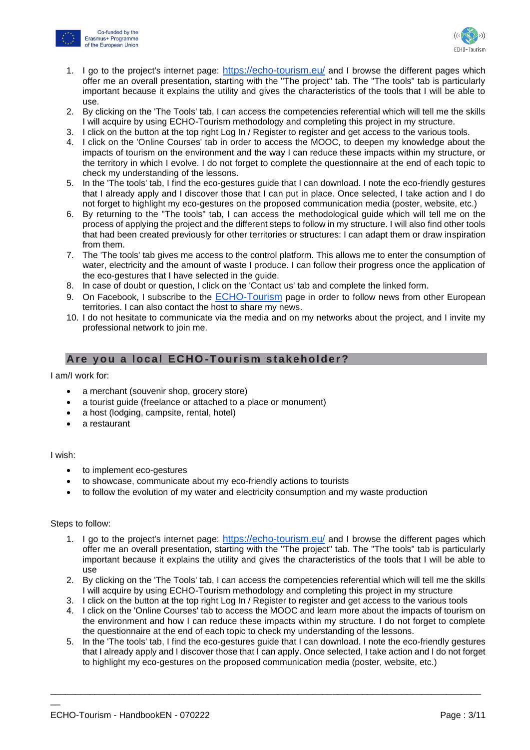1. I go to the project's internet page: [https://echo-tourism.eu/](https://echo-tourism.eu/) and I browse the different pages which offer me an overall presentation, starting with the "The project" tab. The "The tools" tab is particularly important because it explains the utility and gives the characteristics of the tools that I will be able to use.
2. By clicking on the 'The Tools' tab, I can access the competencies referential which will tell me the skills I will acquire by using ECHO-Tourism methodology and completing this project in my structure.
3. I click on the button at the top right Log In / Register to register and get access to the various tools.
4. I click on the 'Online Courses' tab in order to access the MOOC, to deepen my knowledge about the impacts of tourism on the environment and the way I can reduce these impacts within my structure, or the territory in which I evolve. I do not forget to complete the questionnaire at the end of each topic to check my understanding of the lessons.
5. In the 'The tools' tab, I find the eco-gestures guide that I can download. I note the eco-friendly gestures that I already apply and I discover those that I can put in place. Once selected, I take action and I do not forget to highlight my eco-gestures on the proposed communication media (poster, website, etc.)
6. By returning to the "The tools" tab, I can access the methodological guide which will tell me on the process of applying the project and the different steps to follow in my structure. I will also find other tools that had been created previously for other territories or structures: I can adapt them or draw inspiration from them.
7. The 'The tools' tab gives me access to the control platform. This allows me to enter the consumption of water, electricity and the amount of waste I produce. I can follow their progress once the application of the eco-gestures that I have selected in the guide.
8. In case of doubt or question, I click on the 'Contact us' tab and complete the linked form.
9. On Facebook, I subscribe to the ECHO-Tourism page in order to follow news from other European territories. I can also contact the host to share my news.
10. I do not hesitate to communicate via the media and on my networks about the project, and I invite my professional network to join me.

## Are you a local ECHO-Tourism stakeholder?

I am/I work for:

- a merchant (souvenir shop, grocery store)
- a tourist guide (freelance or attached to a place or monument)
- a host (lodging, campsite, rental, hotel)
- a restaurant

I wish:

- to implement eco-gestures
- to showcase, communicate about my eco-friendly actions to tourists
- to follow the evolution of my water and electricity consumption and my waste production

Steps to follow:

1. I go to the project's internet page: [https://echo-tourism.eu/](https://echo-tourism.eu/) and I browse the different pages which offer me an overall presentation, starting with the "The project" tab. The "The tools" tab is particularly important because it explains the utility and gives the characteristics of the tools that I will be able to use
2. By clicking on the 'The Tools' tab, I can access the competencies referential which will tell me the skills I will acquire by using ECHO-Tourism methodology and completing this project in my structure
3. I click on the button at the top right Log In / Register to register and get access to the various tools
4. I click on the 'Online Courses' tab to access the MOOC and learn more about the impacts of tourism on the environment and how I can reduce these impacts within my structure. I do not forget to complete the questionnaire at the end of each topic to check my understanding of the lessons.
5. In the 'The tools' tab, I find the eco-gestures guide that I can download. I note the eco-friendly gestures that I already apply and I discover those that I can apply. Once selected, I take action and I do not forget to highlight my eco-gestures on the proposed communication media (poster, website, etc.)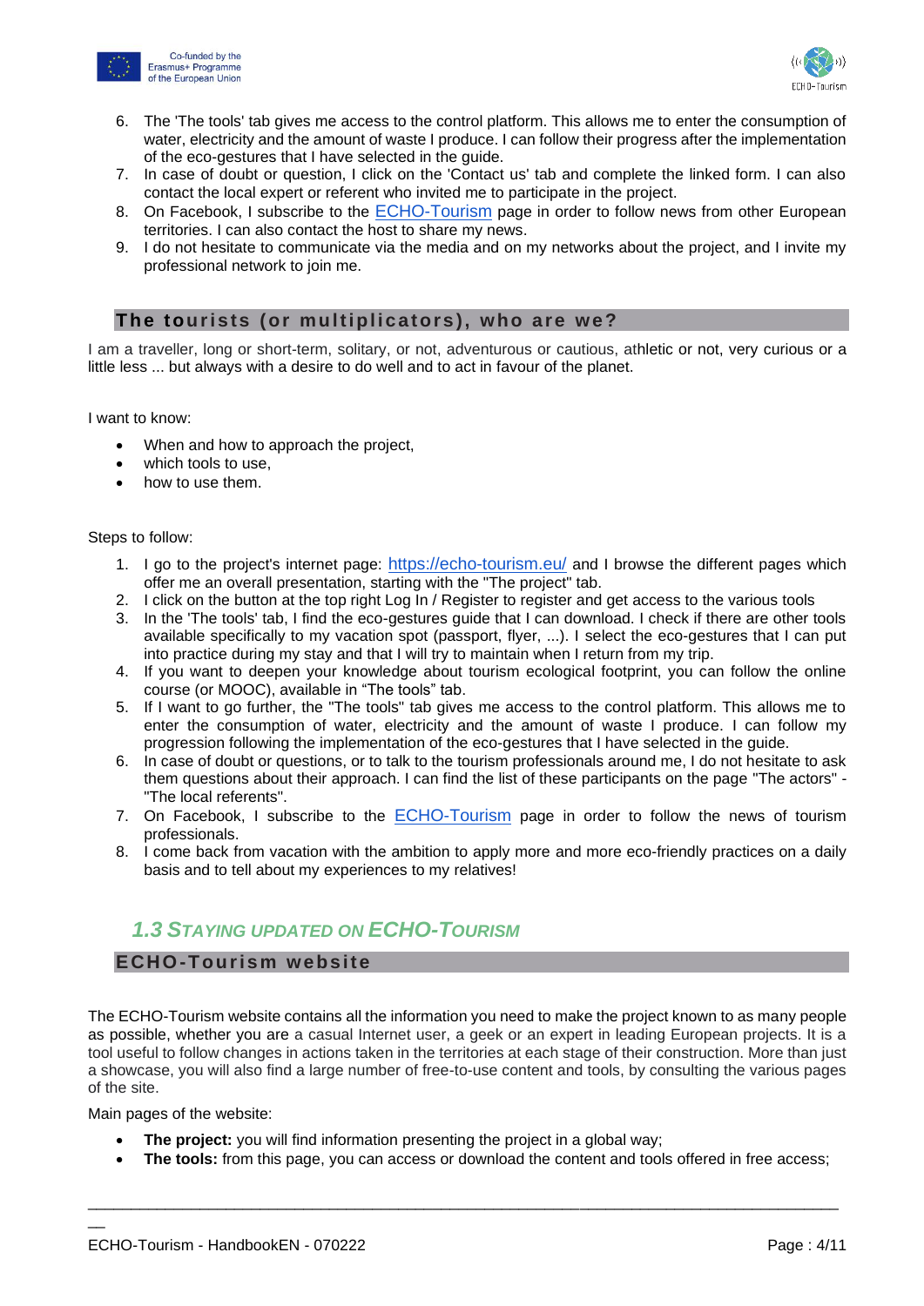6. The 'The tools' tab gives me access to the control platform. This allows me to enter the consumption of water, electricity and the amount of waste I produce. I can follow their progress after the implementation of the eco-gestures that I have selected in the guide.
7. In case of doubt or question, I click on the 'Contact us' tab and complete the linked form. I can also contact the local expert or referent who invited me to participate in the project.
8. On Facebook, I subscribe to the ECHO-Tourism page in order to follow news from other European territories. I can also contact the host to share my news.
9. I do not hesitate to communicate via the media and on my networks about the project, and I invite my professional network to join me.

### The tourists (or multiplicators), who are we?

I am a traveller, long or short-term, solitary, or not, adventurous or cautious, athletic or not, very curious or a little less ... but always with a desire to do well and to act in favour of the planet.

I want to know:

- When and how to approach the project,
- which tools to use,
- how to use them.

Steps to follow:

1. I go to the project's internet page: https://echo-tourism.eu/ and I browse the different pages which offer me an overall presentation, starting with the "The project" tab.
2. I click on the button at the top right Log In / Register to register and get access to the various tools
3. In the 'The tools' tab, I find the eco-gestures guide that I can download. I check if there are other tools available specifically to my vacation spot (passport, flyer, ...). I select the eco-gestures that I can put into practice during my stay and that I will try to maintain when I return from my trip.
4. If you want to deepen your knowledge about tourism ecological footprint, you can follow the online course (or MOOC), available in "The tools" tab.
5. If I want to go further, the "The tools" tab gives me access to the control platform. This allows me to enter the consumption of water, electricity and the amount of waste I produce. I can follow my progression following the implementation of the eco-gestures that I have selected in the guide.
6. In case of doubt or questions, or to talk to the tourism professionals around me, I do not hesitate to ask them questions about their approach. I can find the list of these participants on the page "The actors" - "The local referents".
7. On Facebook, I subscribe to the ECHO-Tourism page in order to follow the news of tourism professionals.
8. I come back from vacation with the ambition to apply more and more eco-friendly practices on a daily basis and to tell about my experiences to my relatives!

## *1.3 Staying updated on ECHO-Tourism*

### ECHO-Tourism website

The ECHO-Tourism website contains all the information you need to make the project known to as many people as possible, whether you are a casual Internet user, a geek or an expert in leading European projects. It is a tool useful to follow changes in actions taken in the territories at each stage of their construction. More than just a showcase, you will also find a large number of free-to-use content and tools, by consulting the various pages of the site.

Main pages of the website:

- **The project:** you will find information presenting the project in a global way;
- **The tools:** from this page, you can access or download the content and tools offered in free access;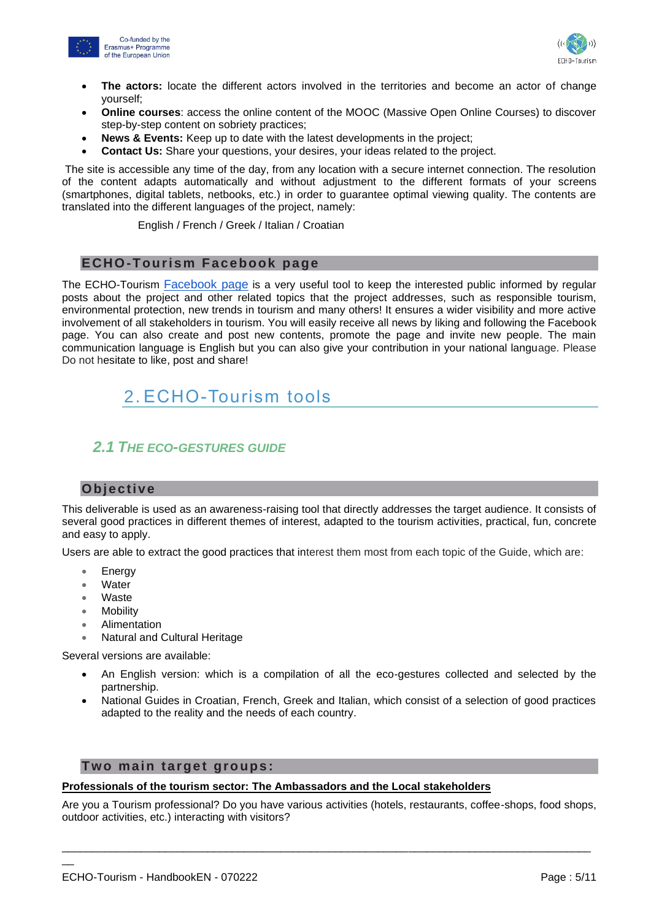- **The actors:** locate the different actors involved in the territories and become an actor of change yourself;
- **Online courses**: access the online content of the MOOC (Massive Open Online Courses) to discover step-by-step content on sobriety practices;
- **News & Events:** Keep up to date with the latest developments in the project;
- **Contact Us:** Share your questions, your desires, your ideas related to the project.

The site is accessible any time of the day, from any location with a secure internet connection. The resolution of the content adapts automatically and without adjustment to the different formats of your screens (smartphones, digital tablets, netbooks, etc.) in order to guarantee optimal viewing quality. The contents are translated into the different languages of the project, namely:

English / French / Greek / Italian / Croatian

### ECHO-Tourism Facebook page

The ECHO-Tourism Facebook page is a very useful tool to keep the interested public informed by regular posts about the project and other related topics that the project addresses, such as responsible tourism, environmental protection, new trends in tourism and many others! It ensures a wider visibility and more active involvement of all stakeholders in tourism. You will easily receive all news by liking and following the Facebook page. You can also create and post new contents, promote the page and invite new people. The main communication language is English but you can also give your contribution in your national language. Please Do not hesitate to like, post and share!

# 2. ECHO-Tourism tools

## *2.1 THE ECO-GESTURES GUIDE*

### Objective

This deliverable is used as an awareness-raising tool that directly addresses the target audience. It consists of several good practices in different themes of interest, adapted to the tourism activities, practical, fun, concrete and easy to apply.

Users are able to extract the good practices that interest them most from each topic of the Guide, which are:

- Energy
- Water
- Waste
- Mobility
- Alimentation
- Natural and Cultural Heritage

Several versions are available:

- An English version: which is a compilation of all the eco-gestures collected and selected by the partnership.
- National Guides in Croatian, French, Greek and Italian, which consist of a selection of good practices adapted to the reality and the needs of each country.

### Two main target groups:

**Professionals of the tourism sector: The Ambassadors and the Local stakeholders**

Are you a Tourism professional? Do you have various activities (hotels, restaurants, coffee-shops, food shops, outdoor activities, etc.) interacting with visitors?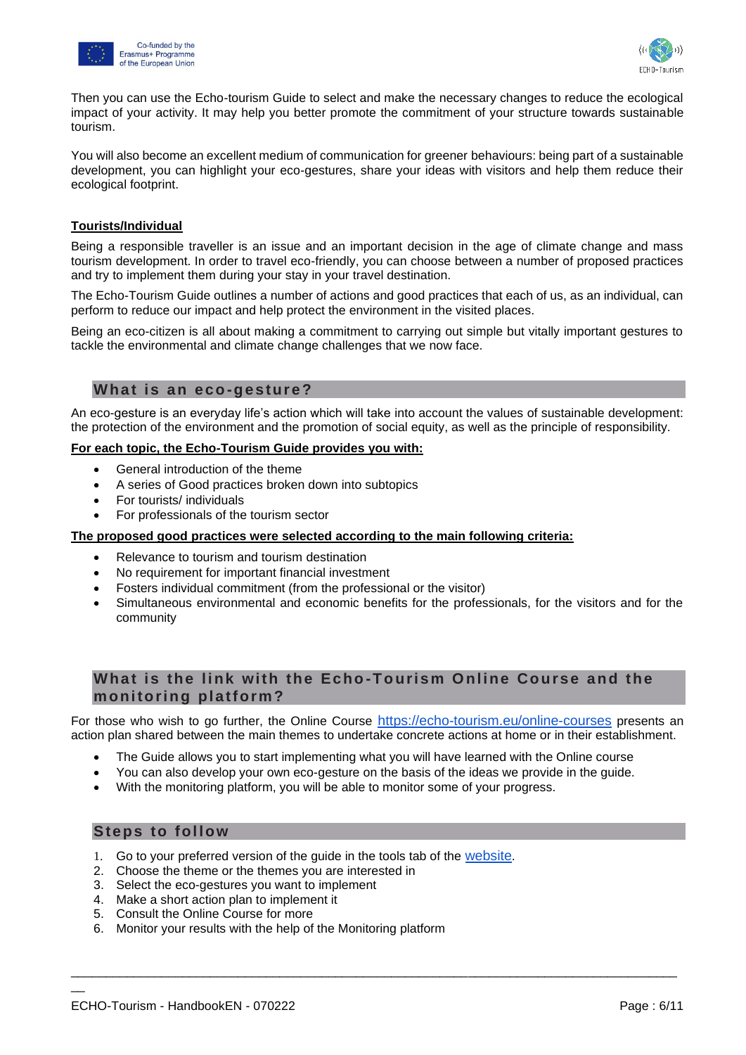Then you can use the Echo-tourism Guide to select and make the necessary changes to reduce the ecological impact of your activity. It may help you better promote the commitment of your structure towards sustainable tourism.

You will also become an excellent medium of communication for greener behaviours: being part of a sustainable development, you can highlight your eco-gestures, share your ideas with visitors and help them reduce their ecological footprint.

**Tourists/Individual**

Being a responsible traveller is an issue and an important decision in the age of climate change and mass tourism development. In order to travel eco-friendly, you can choose between a number of proposed practices and try to implement them during your stay in your travel destination.

The Echo-Tourism Guide outlines a number of actions and good practices that each of us, as an individual, can perform to reduce our impact and help protect the environment in the visited places.

Being an eco-citizen is all about making a commitment to carrying out simple but vitally important gestures to tackle the environmental and climate change challenges that we now face.

## What is an eco-gesture?

An eco-gesture is an everyday life's action which will take into account the values of sustainable development: the protection of the environment and the promotion of social equity, as well as the principle of responsibility.

**For each topic, the Echo-Tourism Guide provides you with:**

- General introduction of the theme
- A series of Good practices broken down into subtopics
- For tourists/ individuals
- For professionals of the tourism sector

**The proposed good practices were selected according to the main following criteria:**

- Relevance to tourism and tourism destination
- No requirement for important financial investment
- Fosters individual commitment (from the professional or the visitor)
- Simultaneous environmental and economic benefits for the professionals, for the visitors and for the community

## What is the link with the Echo-Tourism Online Course and the monitoring platform?

For those who wish to go further, the Online Course https://echo-tourism.eu/online-courses presents an action plan shared between the main themes to undertake concrete actions at home or in their establishment.

- The Guide allows you to start implementing what you will have learned with the Online course
- You can also develop your own eco-gesture on the basis of the ideas we provide in the guide.
- With the monitoring platform, you will be able to monitor some of your progress.

## Steps to follow

1. Go to your preferred version of the guide in the tools tab of the website.
2. Choose the theme or the themes you are interested in
3. Select the eco-gestures you want to implement
4. Make a short action plan to implement it
5. Consult the Online Course for more
6. Monitor your results with the help of the Monitoring platform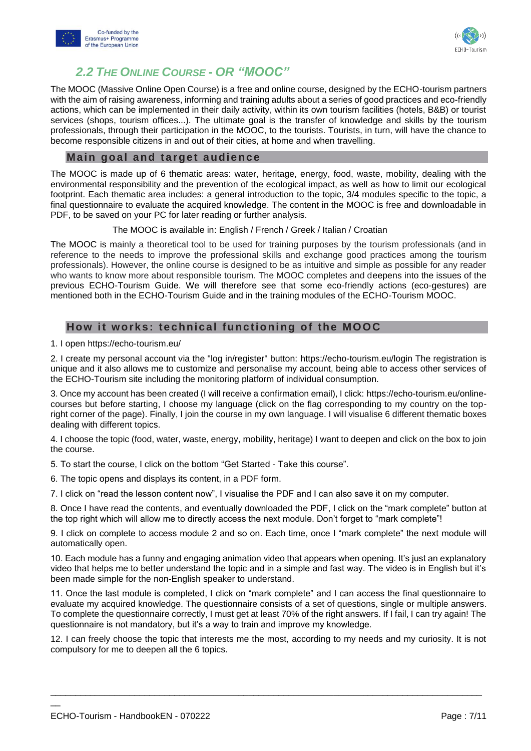## *2.2 THE ONLINE COURSE - OR "MOOC"*

The MOOC (Massive Online Open Course) is a free and online course, designed by the ECHO-tourism partners with the aim of raising awareness, informing and training adults about a series of good practices and eco-friendly actions, which can be implemented in their daily activity, within its own tourism facilities (hotels, B&B) or tourist services (shops, tourism offices...). The ultimate goal is the transfer of knowledge and skills by the tourism professionals, through their participation in the MOOC, to the tourists. Tourists, in turn, will have the chance to become responsible citizens in and out of their cities, at home and when travelling.

### Main goal and target audience

The MOOC is made up of 6 thematic areas: water, heritage, energy, food, waste, mobility, dealing with the environmental responsibility and the prevention of the ecological impact, as well as how to limit our ecological footprint. Each thematic area includes: a general introduction to the topic, 3/4 modules specific to the topic, a final questionnaire to evaluate the acquired knowledge. The content in the MOOC is free and downloadable in PDF, to be saved on your PC for later reading or further analysis.

The MOOC is available in: English / French / Greek / Italian / Croatian

The MOOC is mainly a theoretical tool to be used for training purposes by the tourism professionals (and in reference to the needs to improve the professional skills and exchange good practices among the tourism professionals). However, the online course is designed to be as intuitive and simple as possible for any reader who wants to know more about responsible tourism. The MOOC completes and deepens into the issues of the previous ECHO-Tourism Guide. We will therefore see that some eco-friendly actions (eco-gestures) are mentioned both in the ECHO-Tourism Guide and in the training modules of the ECHO-Tourism MOOC.

### How it works: technical functioning of the MOOC

1. I open https://echo-tourism.eu/

2. I create my personal account via the "log in/register" button: https://echo-tourism.eu/login The registration is unique and it also allows me to customize and personalise my account, being able to access other services of the ECHO-Tourism site including the monitoring platform of individual consumption.

3. Once my account has been created (I will receive a confirmation email), I click: https://echo-tourism.eu/online-courses but before starting, I choose my language (click on the flag corresponding to my country on the top-right corner of the page). Finally, I join the course in my own language. I will visualise 6 different thematic boxes dealing with different topics.

4. I choose the topic (food, water, waste, energy, mobility, heritage) I want to deepen and click on the box to join the course.

5. To start the course, I click on the bottom "Get Started - Take this course".

6. The topic opens and displays its content, in a PDF form.

7. I click on "read the lesson content now", I visualise the PDF and I can also save it on my computer.

8. Once I have read the contents, and eventually downloaded the PDF, I click on the "mark complete" button at the top right which will allow me to directly access the next module. Don't forget to "mark complete"!

9. I click on complete to access module 2 and so on. Each time, once I "mark complete" the next module will automatically open.

10. Each module has a funny and engaging animation video that appears when opening. It's just an explanatory video that helps me to better understand the topic and in a simple and fast way. The video is in English but it's been made simple for the non-English speaker to understand.

11. Once the last module is completed, I click on "mark complete" and I can access the final questionnaire to evaluate my acquired knowledge. The questionnaire consists of a set of questions, single or multiple answers. To complete the questionnaire correctly, I must get at least 70% of the right answers. If I fail, I can try again! The questionnaire is not mandatory, but it's a way to train and improve my knowledge.

12. I can freely choose the topic that interests me the most, according to my needs and my curiosity. It is not compulsory for me to deepen all the 6 topics.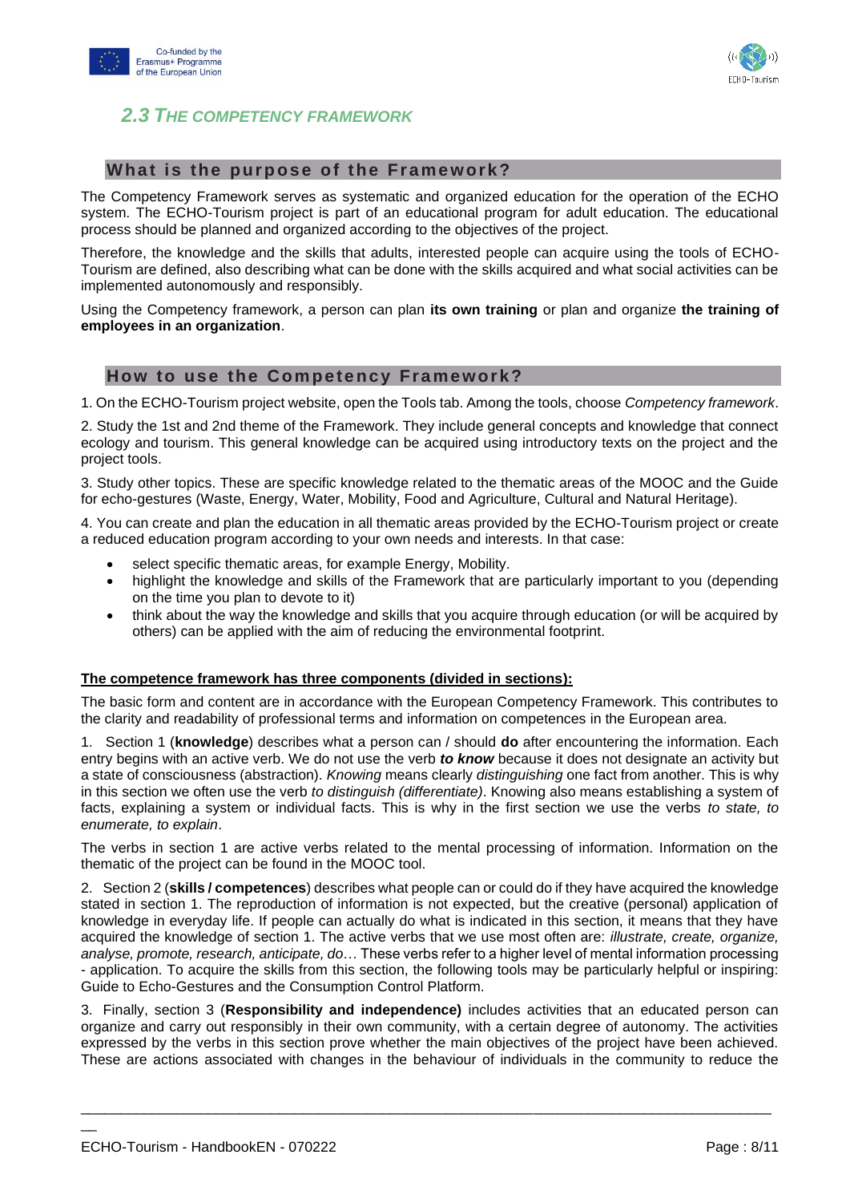## *2.3 THE COMPETENCY FRAMEWORK*

### What is the purpose of the Framework?

The Competency Framework serves as systematic and organized education for the operation of the ECHO system. The ECHO-Tourism project is part of an educational program for adult education. The educational process should be planned and organized according to the objectives of the project.

Therefore, the knowledge and the skills that adults, interested people can acquire using the tools of ECHO-Tourism are defined, also describing what can be done with the skills acquired and what social activities can be implemented autonomously and responsibly.

Using the Competency framework, a person can plan **its own training** or plan and organize **the training of employees in an organization**.

### How to use the Competency Framework?

1. On the ECHO-Tourism project website, open the Tools tab. Among the tools, choose *Competency framework*.

2. Study the 1st and 2nd theme of the Framework. They include general concepts and knowledge that connect ecology and tourism. This general knowledge can be acquired using introductory texts on the project and the project tools.

3. Study other topics. These are specific knowledge related to the thematic areas of the MOOC and the Guide for echo-gestures (Waste, Energy, Water, Mobility, Food and Agriculture, Cultural and Natural Heritage).

4. You can create and plan the education in all thematic areas provided by the ECHO-Tourism project or create a reduced education program according to your own needs and interests. In that case:

- select specific thematic areas, for example Energy, Mobility.
- highlight the knowledge and skills of the Framework that are particularly important to you (depending on the time you plan to devote to it)
- think about the way the knowledge and skills that you acquire through education (or will be acquired by others) can be applied with the aim of reducing the environmental footprint.

**The competence framework has three components (divided in sections):**

The basic form and content are in accordance with the European Competency Framework. This contributes to the clarity and readability of professional terms and information on competences in the European area.

1. Section 1 (**knowledge**) describes what a person can / should **do** after encountering the information. Each entry begins with an active verb. We do not use the verb ***to know*** because it does not designate an activity but a state of consciousness (abstraction). *Knowing* means clearly *distinguishing* one fact from another. This is why in this section we often use the verb *to distinguish (differentiate)*. Knowing also means establishing a system of facts, explaining a system or individual facts. This is why in the first section we use the verbs *to state, to enumerate, to explain*.

The verbs in section 1 are active verbs related to the mental processing of information. Information on the thematic of the project can be found in the MOOC tool.

2. Section 2 (**skills / competences**) describes what people can or could do if they have acquired the knowledge stated in section 1. The reproduction of information is not expected, but the creative (personal) application of knowledge in everyday life. If people can actually do what is indicated in this section, it means that they have acquired the knowledge of section 1. The active verbs that we use most often are: *illustrate, create, organize, analyse, promote, research, anticipate, do*… These verbs refer to a higher level of mental information processing - application. To acquire the skills from this section, the following tools may be particularly helpful or inspiring: Guide to Echo-Gestures and the Consumption Control Platform.

3. Finally, section 3 (**Responsibility and independence)** includes activities that an educated person can organize and carry out responsibly in their own community, with a certain degree of autonomy. The activities expressed by the verbs in this section prove whether the main objectives of the project have been achieved. These are actions associated with changes in the behaviour of individuals in the community to reduce the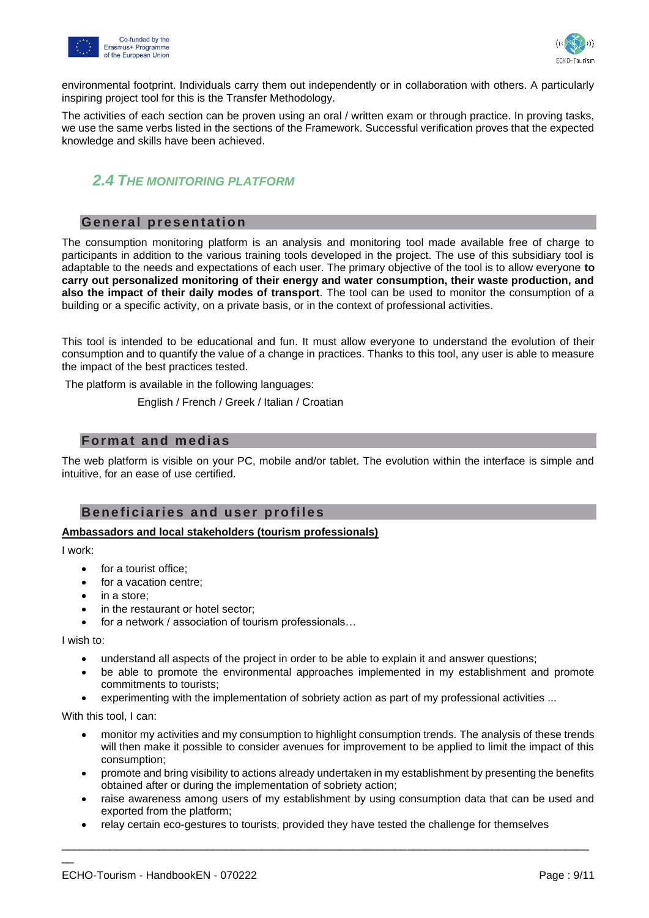environmental footprint. Individuals carry them out independently or in collaboration with others. A particularly inspiring project tool for this is the Transfer Methodology.

The activities of each section can be proven using an oral / written exam or through practice. In proving tasks, we use the same verbs listed in the sections of the Framework. Successful verification proves that the expected knowledge and skills have been achieved.

## *2.4 THE MONITORING PLATFORM*

### General presentation

The consumption monitoring platform is an analysis and monitoring tool made available free of charge to participants in addition to the various training tools developed in the project. The use of this subsidiary tool is adaptable to the needs and expectations of each user. The primary objective of the tool is to allow everyone **to carry out personalized monitoring of their energy and water consumption, their waste production, and also the impact of their daily modes of transport**. The tool can be used to monitor the consumption of a building or a specific activity, on a private basis, or in the context of professional activities.

This tool is intended to be educational and fun. It must allow everyone to understand the evolution of their consumption and to quantify the value of a change in practices. Thanks to this tool, any user is able to measure the impact of the best practices tested.

The platform is available in the following languages:

English / French / Greek / Italian / Croatian

### Format and medias

The web platform is visible on your PC, mobile and/or tablet. The evolution within the interface is simple and intuitive, for an ease of use certified.

### Beneficiaries and user profiles

**Ambassadors and local stakeholders (tourism professionals)**

I work:

- for a tourist office;
- for a vacation centre;
- in a store;
- in the restaurant or hotel sector;
- for a network / association of tourism professionals…

I wish to:

- understand all aspects of the project in order to be able to explain it and answer questions;
- be able to promote the environmental approaches implemented in my establishment and promote commitments to tourists;
- experimenting with the implementation of sobriety action as part of my professional activities ...

With this tool, I can:

- monitor my activities and my consumption to highlight consumption trends. The analysis of these trends will then make it possible to consider avenues for improvement to be applied to limit the impact of this consumption;
- promote and bring visibility to actions already undertaken in my establishment by presenting the benefits obtained after or during the implementation of sobriety action;
- raise awareness among users of my establishment by using consumption data that can be used and exported from the platform;
- relay certain eco-gestures to tourists, provided they have tested the challenge for themselves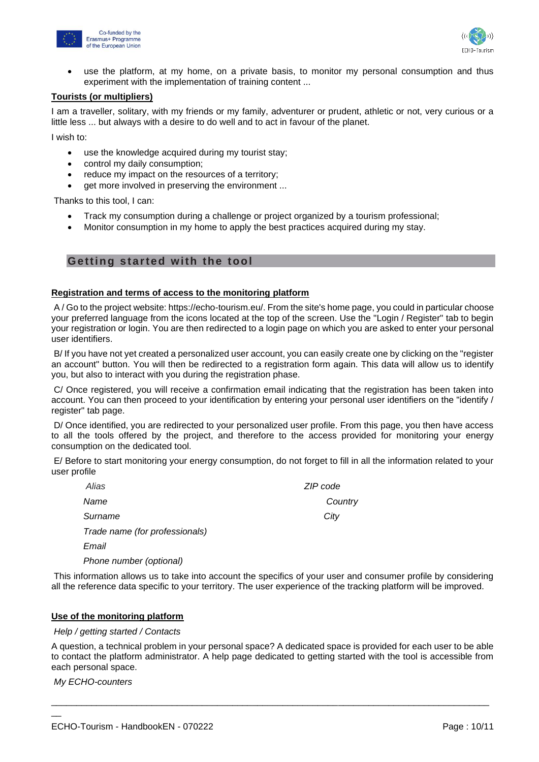- use the platform, at my home, on a private basis, to monitor my personal consumption and thus experiment with the implementation of training content ...

**Tourists (or multipliers)**

I am a traveller, solitary, with my friends or my family, adventurer or prudent, athletic or not, very curious or a little less ... but always with a desire to do well and to act in favour of the planet.

I wish to:

- use the knowledge acquired during my tourist stay;
- control my daily consumption;
- reduce my impact on the resources of a territory;
- get more involved in preserving the environment ...

Thanks to this tool, I can:

- Track my consumption during a challenge or project organized by a tourism professional;
- Monitor consumption in my home to apply the best practices acquired during my stay.

## Getting started with the tool

**Registration and terms of access to the monitoring platform**

A / Go to the project website: https://echo-tourism.eu/. From the site's home page, you could in particular choose your preferred language from the icons located at the top of the screen. Use the "Login / Register" tab to begin your registration or login. You are then redirected to a login page on which you are asked to enter your personal user identifiers.

B/ If you have not yet created a personalized user account, you can easily create one by clicking on the "register an account" button. You will then be redirected to a registration form again. This data will allow us to identify you, but also to interact with you during the registration phase.

C/ Once registered, you will receive a confirmation email indicating that the registration has been taken into account. You can then proceed to your identification by entering your personal user identifiers on the "identify / register" tab page.

D/ Once identified, you are redirected to your personalized user profile. From this page, you then have access to all the tools offered by the project, and therefore to the access provided for monitoring your energy consumption on the dedicated tool.

E/ Before to start monitoring your energy consumption, do not forget to fill in all the information related to your user profile

*Alias*

*Name*

*Surname*

*Trade name (for professionals)*

*Email*

*Phone number (optional)*

*ZIP code*

*Country*

*City*

This information allows us to take into account the specifics of your user and consumer profile by considering all the reference data specific to your territory. The user experience of the tracking platform will be improved.

**Use of the monitoring platform**

*Help / getting started / Contacts*

A question, a technical problem in your personal space? A dedicated space is provided for each user to be able to contact the platform administrator. A help page dedicated to getting started with the tool is accessible from each personal space.

*My ECHO-counters*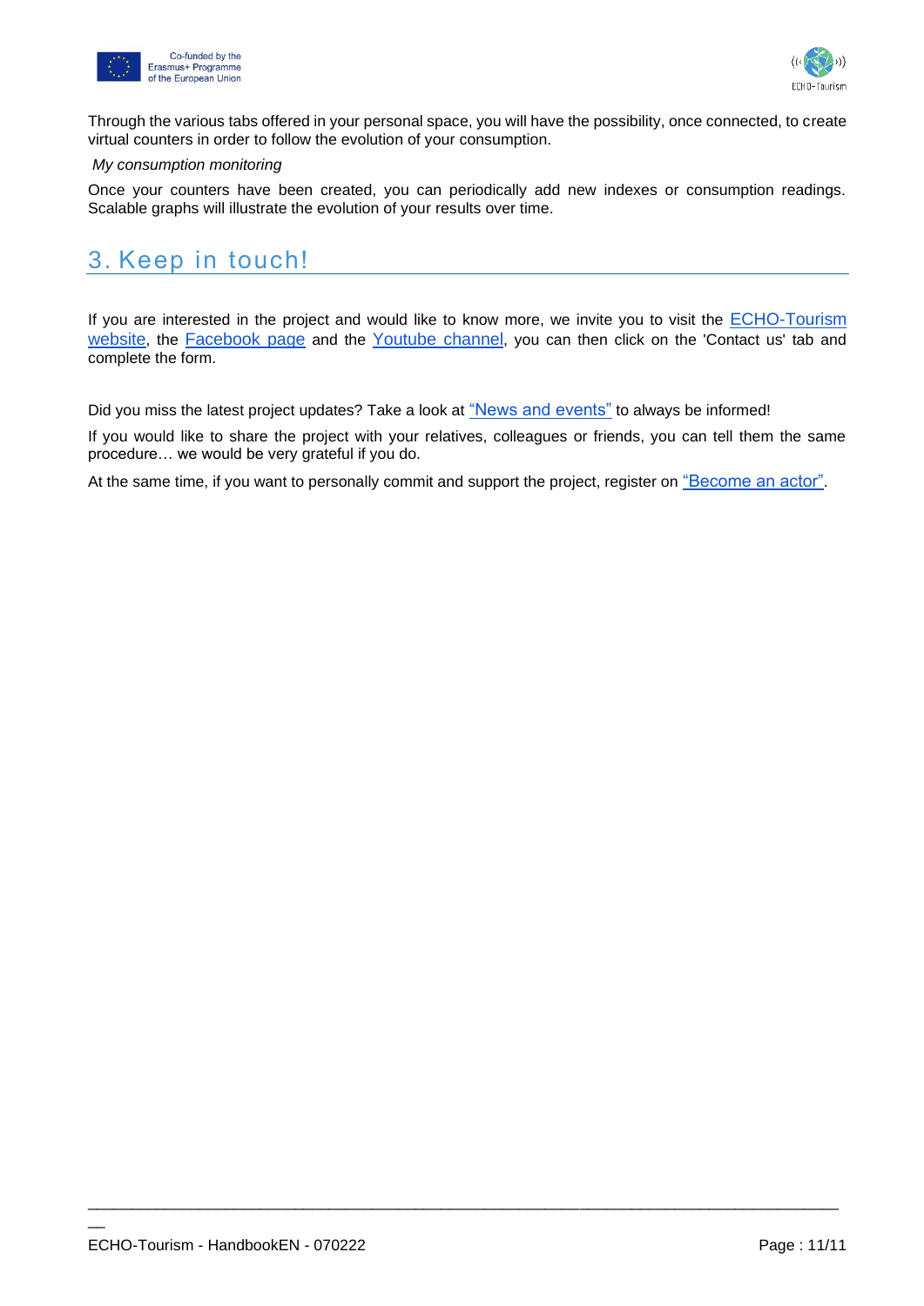Through the various tabs offered in your personal space, you will have the possibility, once connected, to create virtual counters in order to follow the evolution of your consumption.

*My consumption monitoring*

Once your counters have been created, you can periodically add new indexes or consumption readings. Scalable graphs will illustrate the evolution of your results over time.

# 3. Keep in touch!

If you are interested in the project and would like to know more, we invite you to visit the ECHO-Tourism website, the Facebook page and the Youtube channel, you can then click on the 'Contact us' tab and complete the form.

Did you miss the latest project updates? Take a look at "News and events" to always be informed!

If you would like to share the project with your relatives, colleagues or friends, you can tell them the same procedure… we would be very grateful if you do.

At the same time, if you want to personally commit and support the project, register on "Become an actor".